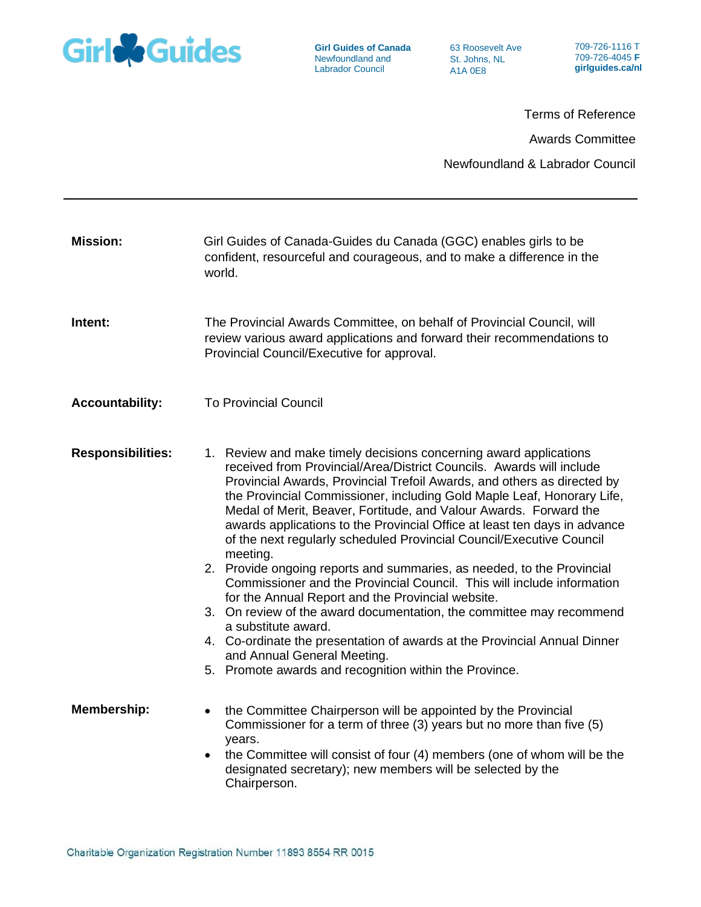Girl Guides of Canada
Newfoundland and Labrador Council

63 Roosevelt Ave
St. Johns, NL
A1A 0E8

709-726-1116 T
709-726-4045 **F**
**girlguides.ca/nl**

Terms of Reference

Awards Committee

Newfoundland & Labrador Council

---

**Mission:** Girl Guides of Canada-Guides du Canada (GGC) enables girls to be confident, resourceful and courageous, and to make a difference in the world.

**Intent:** The Provincial Awards Committee, on behalf of Provincial Council, will review various award applications and forward their recommendations to Provincial Council/Executive for approval.

**Accountability:** To Provincial Council

**Responsibilities:**

1. Review and make timely decisions concerning award applications received from Provincial/Area/District Councils. Awards will include Provincial Awards, Provincial Trefoil Awards, and others as directed by the Provincial Commissioner, including Gold Maple Leaf, Honorary Life, Medal of Merit, Beaver, Fortitude, and Valour Awards. Forward the awards applications to the Provincial Office at least ten days in advance of the next regularly scheduled Provincial Council/Executive Council meeting.
2. Provide ongoing reports and summaries, as needed, to the Provincial Commissioner and the Provincial Council. This will include information for the Annual Report and the Provincial website.
3. On review of the award documentation, the committee may recommend a substitute award.
4. Co-ordinate the presentation of awards at the Provincial Annual Dinner and Annual General Meeting.
5. Promote awards and recognition within the Province.

**Membership:**

- the Committee Chairperson will be appointed by the Provincial Commissioner for a term of three (3) years but no more than five (5) years.
- the Committee will consist of four (4) members (one of whom will be the designated secretary); new members will be selected by the Chairperson.

Charitable Organization Registration Number 11893 8554 RR 0015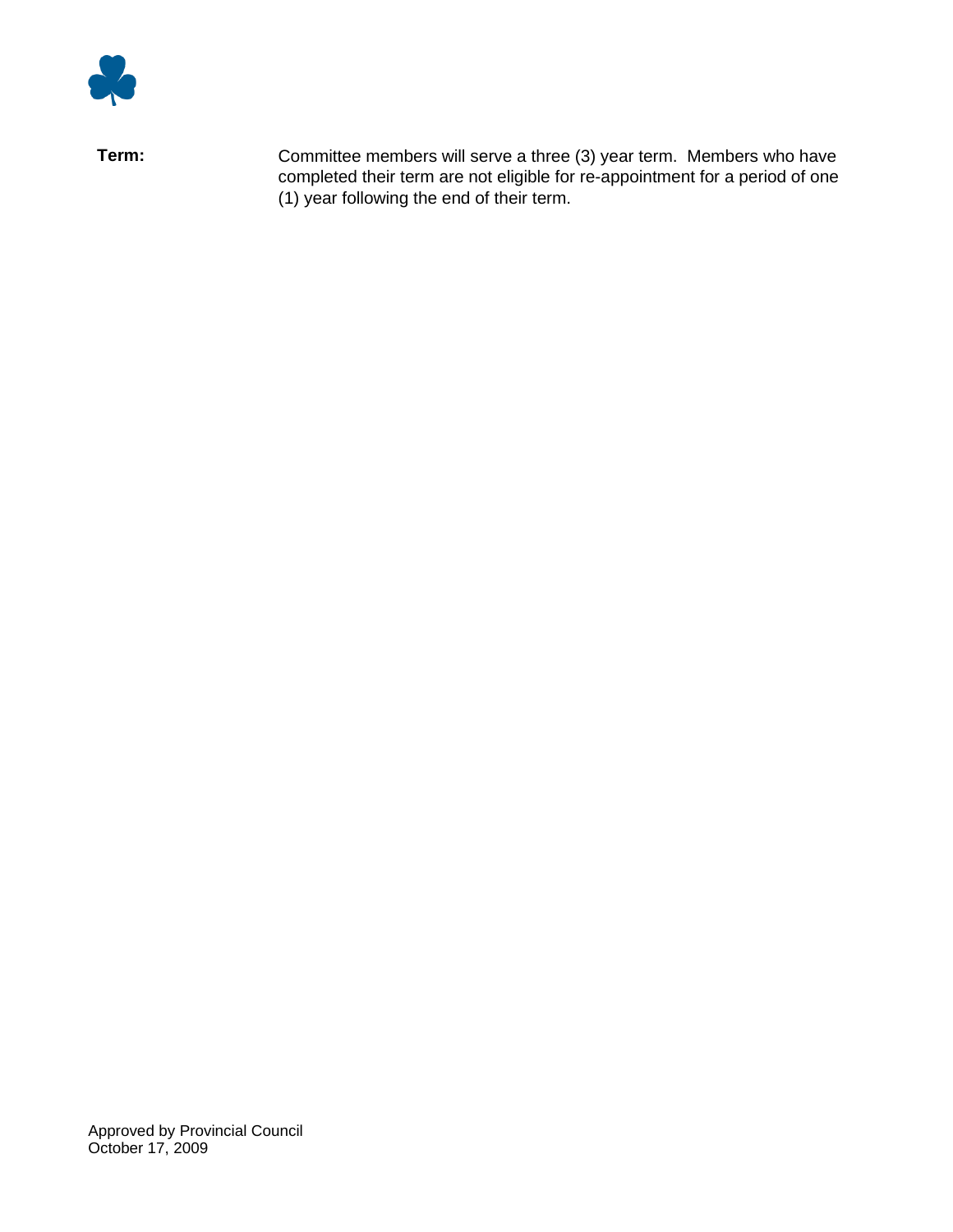**Term:** Committee members will serve a three (3) year term. Members who have completed their term are not eligible for re-appointment for a period of one (1) year following the end of their term.

Approved by Provincial Council
October 17, 2009